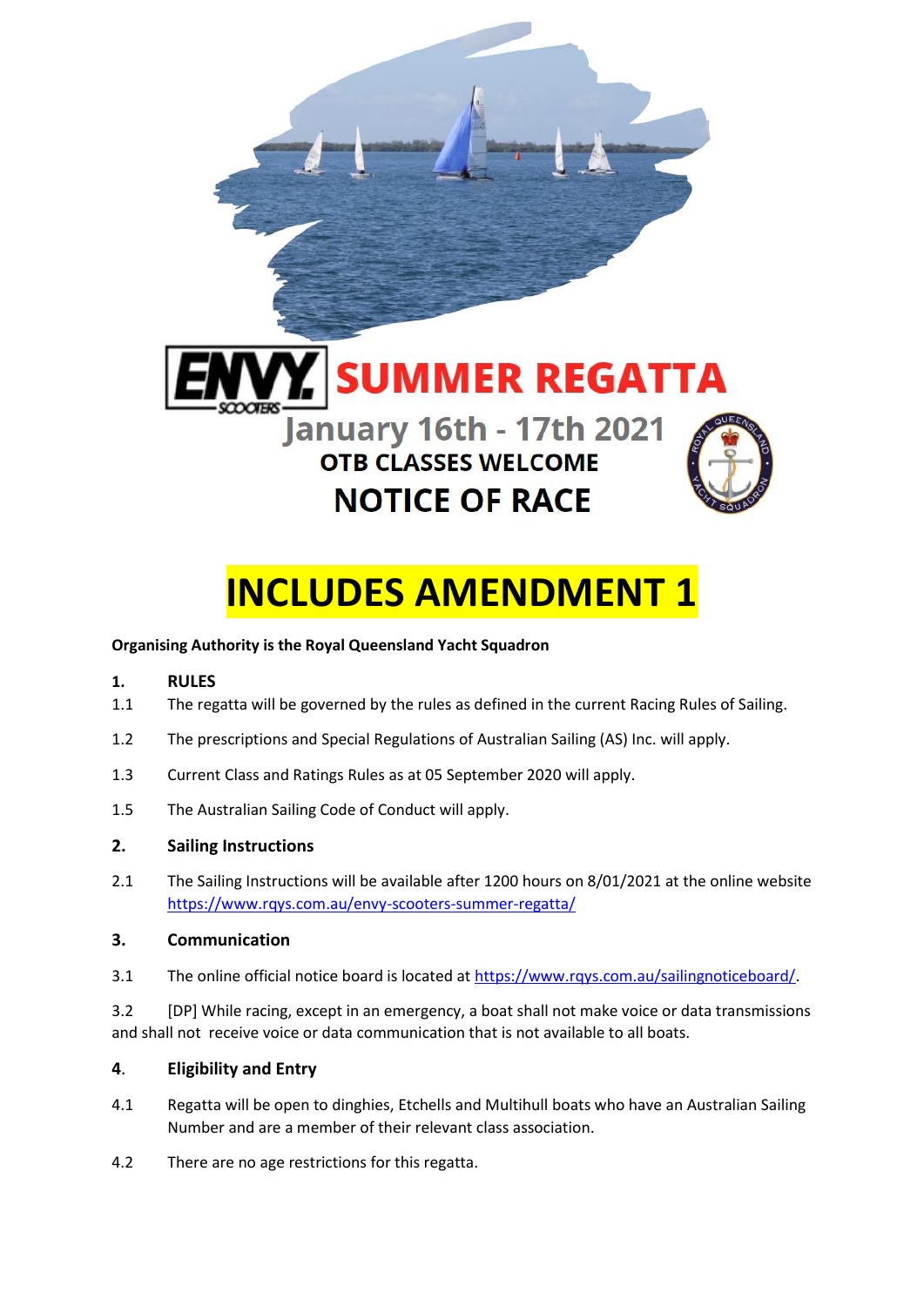# ENVY SCOOTERS SUMMER REGATTA

## January 16th - 17th 2021

### OTB CLASSES WELCOME

## NOTICE OF RACE

# INCLUDES AMENDMENT 1

**Organising Authority is the Royal Queensland Yacht Squadron**

**1. RULES**

1.1 The regatta will be governed by the rules as defined in the current Racing Rules of Sailing.

1.2 The prescriptions and Special Regulations of Australian Sailing (AS) Inc. will apply.

1.3 Current Class and Ratings Rules as at 05 September 2020 will apply.

1.5 The Australian Sailing Code of Conduct will apply.

**2. Sailing Instructions**

2.1 The Sailing Instructions will be available after 1200 hours on 8/01/2021 at the online website https://www.rqys.com.au/envy-scooters-summer-regatta/

**3. Communication**

3.1 The online official notice board is located at https://www.rqys.com.au/sailingnoticeboard/.

3.2 [DP] While racing, except in an emergency, a boat shall not make voice or data transmissions and shall not receive voice or data communication that is not available to all boats.

**4. Eligibility and Entry**

4.1 Regatta will be open to dinghies, Etchells and Multihull boats who have an Australian Sailing Number and are a member of their relevant class association.

4.2 There are no age restrictions for this regatta.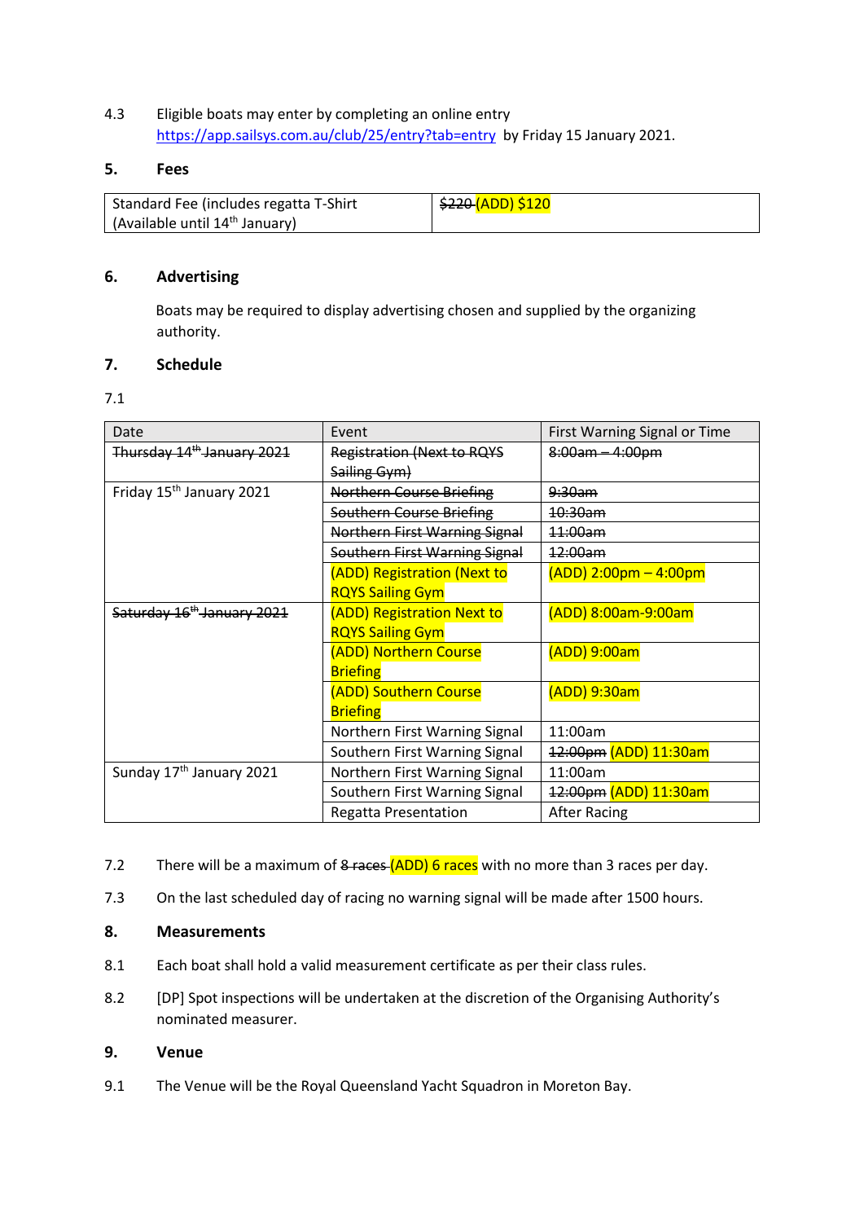4.3 Eligible boats may enter by completing an online entry https://app.sailsys.com.au/club/25/entry?tab=entry by Friday 15 January 2021.

## 5. Fees

| Standard Fee (includes regatta T-Shirt (Available until 14th January) | ~~$220~~ (ADD) $120 |
|---|---|

## 6. Advertising

Boats may be required to display advertising chosen and supplied by the organizing authority.

## 7. Schedule

7.1

| Date | Event | First Warning Signal or Time |
|---|---|---|
| ~~Thursday 14th January 2021~~ | ~~Registration (Next to RQYS Sailing Gym)~~ | ~~8:00am – 4:00pm~~ |
| Friday 15th January 2021 | ~~Northern Course Briefing~~ | ~~9:30am~~ |
| | ~~Southern Course Briefing~~ | ~~10:30am~~ |
| | ~~Northern First Warning Signal~~ | ~~11:00am~~ |
| | ~~Southern First Warning Signal~~ | ~~12:00am~~ |
| | (ADD) Registration (Next to RQYS Sailing Gym | (ADD) 2:00pm – 4:00pm |
| ~~Saturday 16th January 2021~~ | (ADD) Registration Next to RQYS Sailing Gym | (ADD) 8:00am-9:00am |
| | (ADD) Northern Course Briefing | (ADD) 9:00am |
| | (ADD) Southern Course Briefing | (ADD) 9:30am |
| | Northern First Warning Signal | 11:00am |
| | Southern First Warning Signal | ~~12:00pm~~ (ADD) 11:30am |
| Sunday 17th January 2021 | Northern First Warning Signal | 11:00am |
| | Southern First Warning Signal | ~~12:00pm~~ (ADD) 11:30am |
| | Regatta Presentation | After Racing |

7.2 There will be a maximum of ~~8 races~~ (ADD) 6 races with no more than 3 races per day.

7.3 On the last scheduled day of racing no warning signal will be made after 1500 hours.

## 8. Measurements

8.1 Each boat shall hold a valid measurement certificate as per their class rules.

8.2 [DP] Spot inspections will be undertaken at the discretion of the Organising Authority's nominated measurer.

## 9. Venue

9.1 The Venue will be the Royal Queensland Yacht Squadron in Moreton Bay.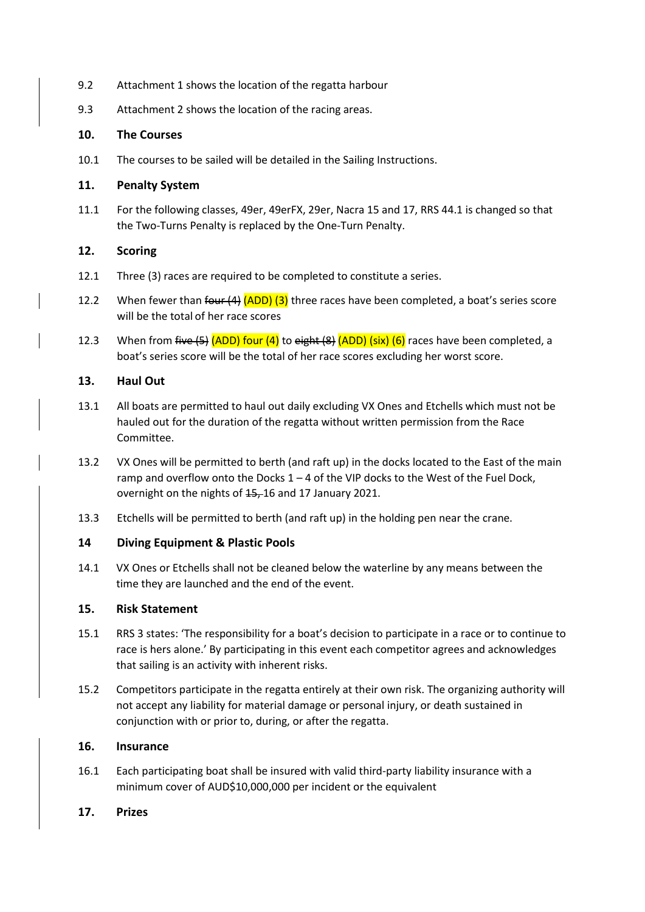9.2 Attachment 1 shows the location of the regatta harbour

9.3 Attachment 2 shows the location of the racing areas.

## 10. The Courses

10.1 The courses to be sailed will be detailed in the Sailing Instructions.

## 11. Penalty System

11.1 For the following classes, 49er, 49erFX, 29er, Nacra 15 and 17, RRS 44.1 is changed so that the Two-Turns Penalty is replaced by the One-Turn Penalty.

## 12. Scoring

12.1 Three (3) races are required to be completed to constitute a series.

12.2 When fewer than ~~four (4)~~ (ADD) (3) three races have been completed, a boat's series score will be the total of her race scores

12.3 When from ~~five (5)~~ (ADD) four (4) to ~~eight (8)~~ (ADD) (six) (6) races have been completed, a boat's series score will be the total of her race scores excluding her worst score.

## 13. Haul Out

13.1 All boats are permitted to haul out daily excluding VX Ones and Etchells which must not be hauled out for the duration of the regatta without written permission from the Race Committee.

13.2 VX Ones will be permitted to berth (and raft up) in the docks located to the East of the main ramp and overflow onto the Docks 1 – 4 of the VIP docks to the West of the Fuel Dock, overnight on the nights of ~~15,~~ 16 and 17 January 2021.

13.3 Etchells will be permitted to berth (and raft up) in the holding pen near the crane.

## 14 Diving Equipment & Plastic Pools

14.1 VX Ones or Etchells shall not be cleaned below the waterline by any means between the time they are launched and the end of the event.

## 15. Risk Statement

15.1 RRS 3 states: 'The responsibility for a boat's decision to participate in a race or to continue to race is hers alone.' By participating in this event each competitor agrees and acknowledges that sailing is an activity with inherent risks.

15.2 Competitors participate in the regatta entirely at their own risk. The organizing authority will not accept any liability for material damage or personal injury, or death sustained in conjunction with or prior to, during, or after the regatta.

## 16. Insurance

16.1 Each participating boat shall be insured with valid third-party liability insurance with a minimum cover of AUD$10,000,000 per incident or the equivalent

## 17. Prizes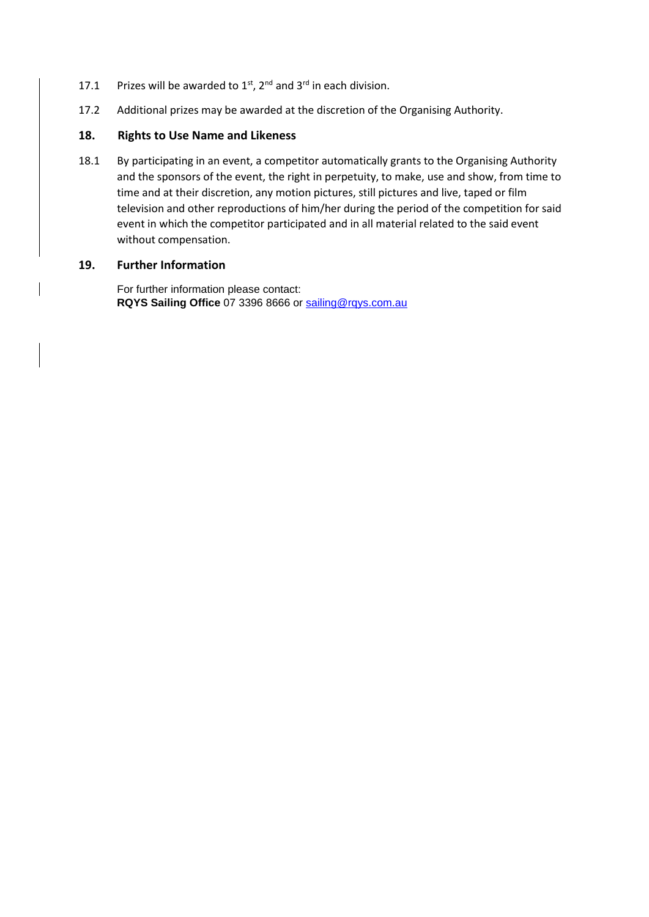17.1 Prizes will be awarded to 1st, 2nd and 3rd in each division.

17.2 Additional prizes may be awarded at the discretion of the Organising Authority.

## 18. Rights to Use Name and Likeness

18.1 By participating in an event, a competitor automatically grants to the Organising Authority and the sponsors of the event, the right in perpetuity, to make, use and show, from time to time and at their discretion, any motion pictures, still pictures and live, taped or film television and other reproductions of him/her during the period of the competition for said event in which the competitor participated and in all material related to the said event without compensation.

## 19. Further Information

For further information please contact:
**RQYS Sailing Office** 07 3396 8666 or sailing@rqys.com.au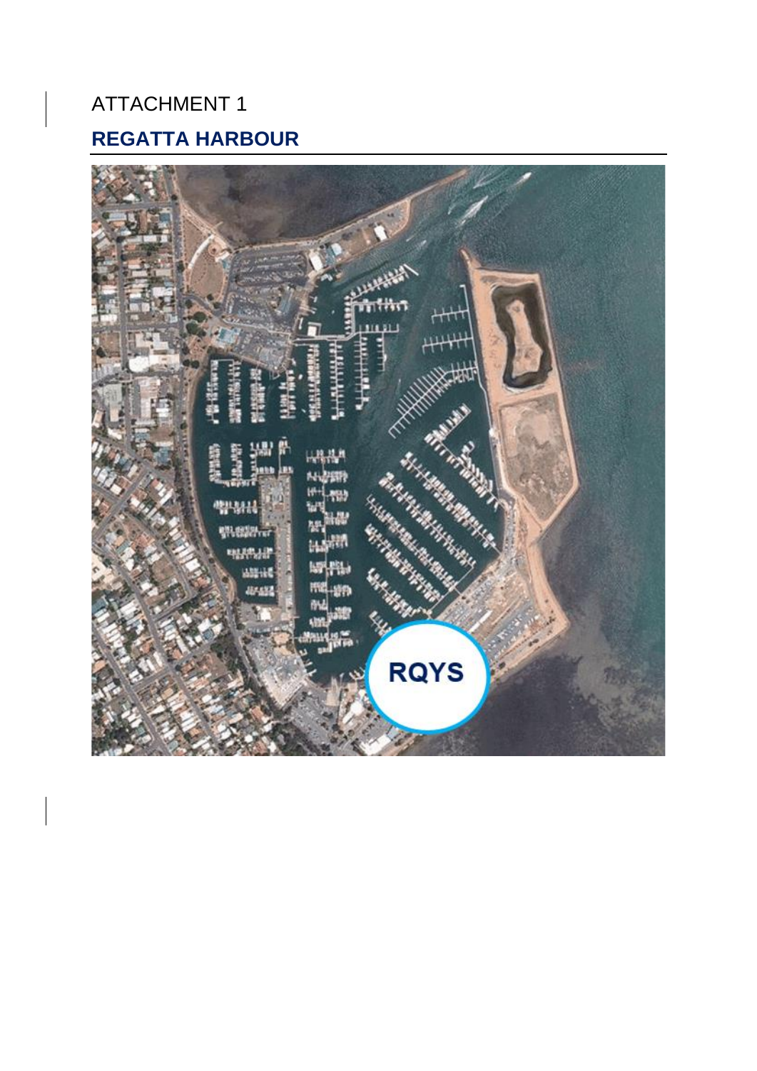ATTACHMENT 1

## REGATTA HARBOUR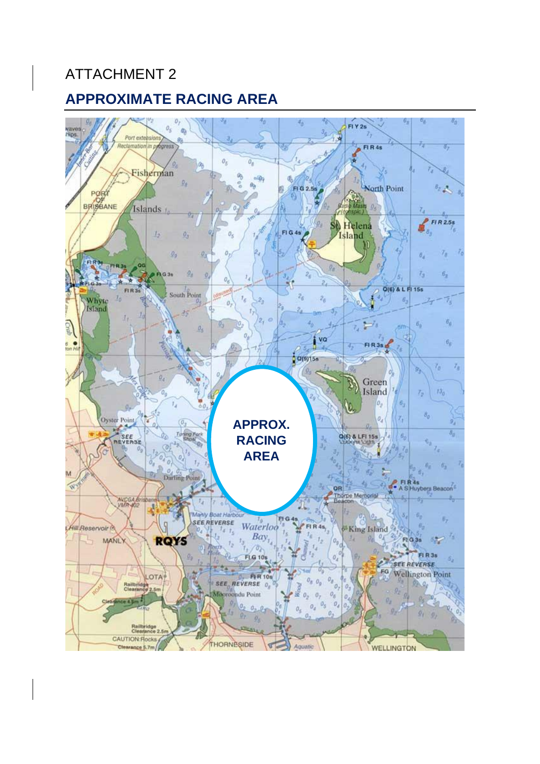ATTACHMENT 2

## APPROXIMATE RACING AREA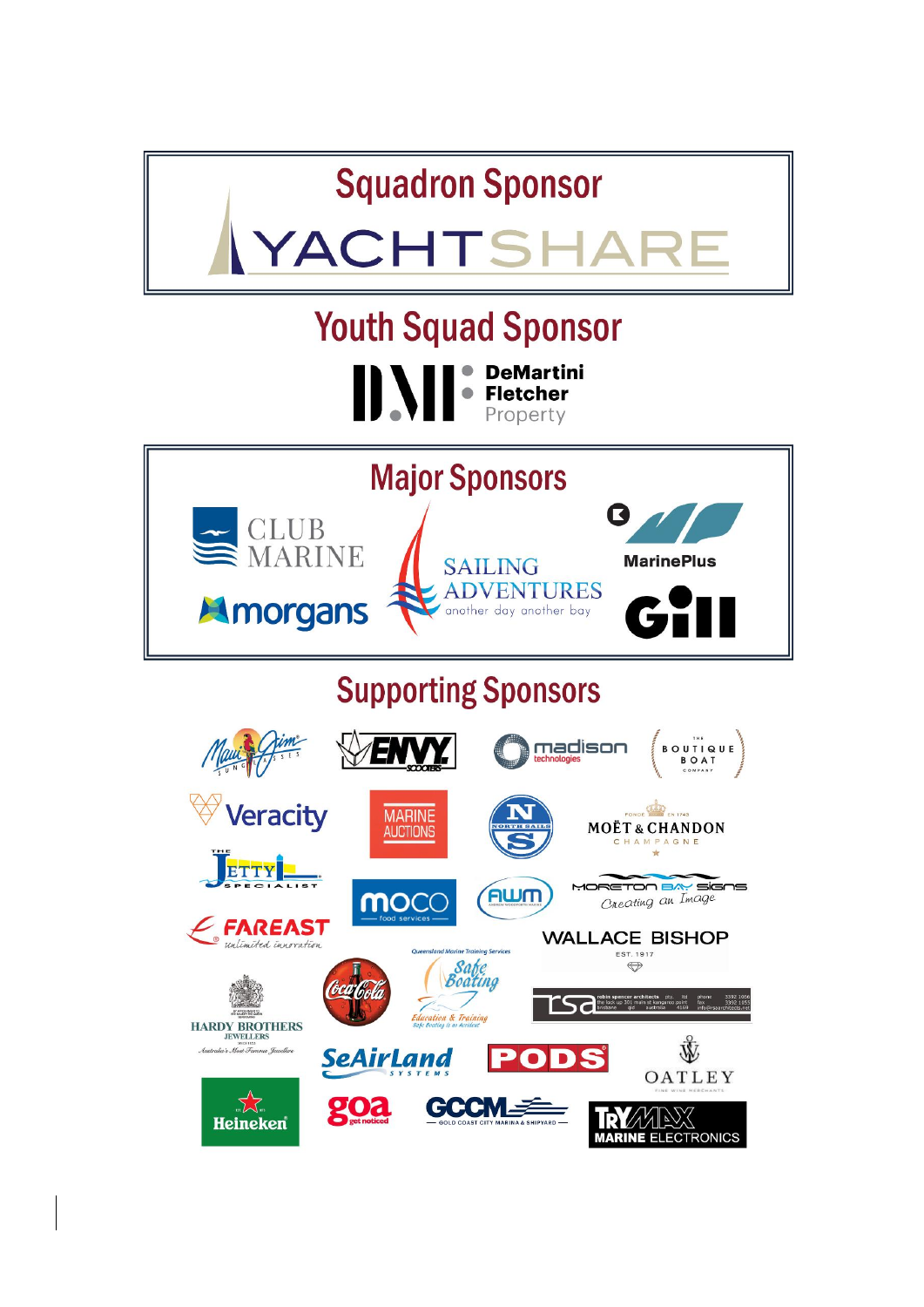## Squadron Sponsor

YACHTSHARE

## Youth Squad Sponsor

DeMartini Fletcher Property

## Major Sponsors

CLUB MARINE

SAILING ADVENTURES
another day another bay

MarinePlus

morgans

Gill

## Supporting Sponsors

Maui Jim Sunglasses

ENVY Scooters

madison technologies

The Boutique Boat Company

Veracity

MARINE AUCTIONS

North Sails

MOËT & CHANDON CHAMPAGNE

The Jetty Specialist

moco food services

AWM

Moreton Bay Signs
Creating an Image

FAREAST
unlimited innovation

WALLACE BISHOP
EST. 1917

Coca-Cola

Queensland Marine Training Services
Safe Boating
Education & Training

rsa robin spencer architects

HARDY BROTHERS JEWELLERS
Australia's Most Famous Jeweller

SeAirLand Systems

PODS

OATLEY
Fine Wine Merchants

Heineken

goa
get noticed

GCCM
Gold Coast City Marina & Shipyard

TRYMAX
MARINE ELECTRONICS